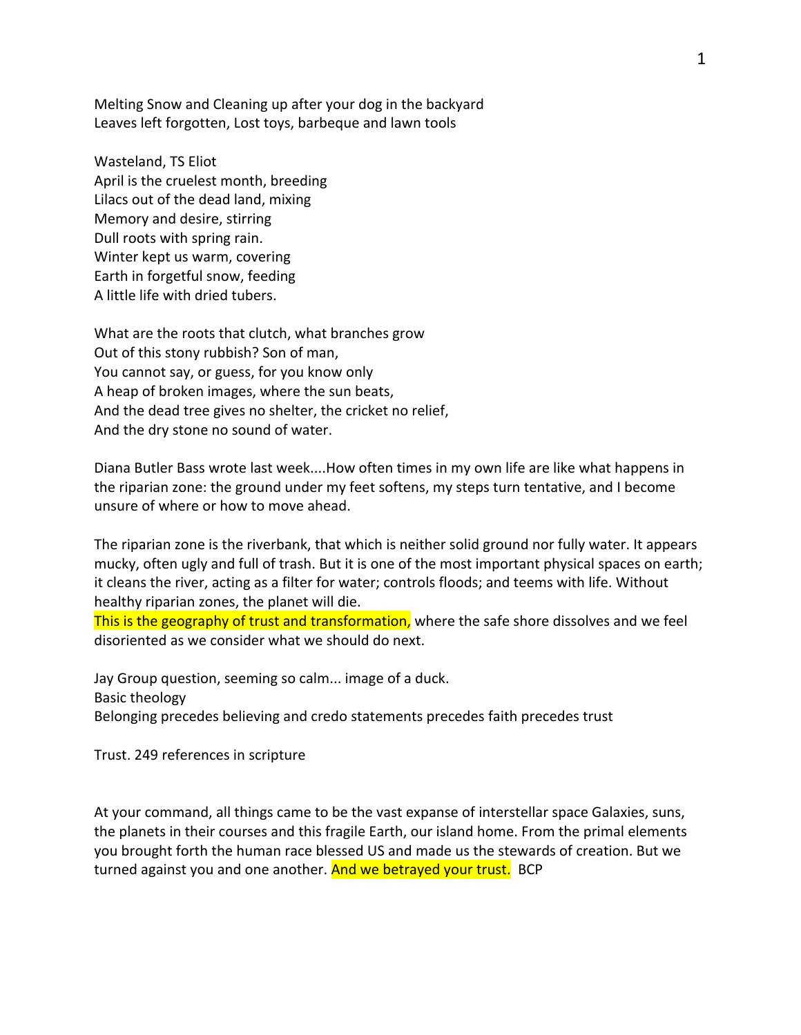Melting Snow and Cleaning up after your dog in the backyard
Leaves left forgotten, Lost toys, barbeque and lawn tools

Wasteland, TS Eliot
April is the cruelest month, breeding
Lilacs out of the dead land, mixing
Memory and desire, stirring
Dull roots with spring rain.
Winter kept us warm, covering
Earth in forgetful snow, feeding
A little life with dried tubers.

What are the roots that clutch, what branches grow
Out of this stony rubbish? Son of man,
You cannot say, or guess, for you know only
A heap of broken images, where the sun beats,
And the dead tree gives no shelter, the cricket no relief,
And the dry stone no sound of water.

Diana Butler Bass wrote last week....How often times in my own life are like what happens in the riparian zone: the ground under my feet softens, my steps turn tentative, and I become unsure of where or how to move ahead.

The riparian zone is the riverbank, that which is neither solid ground nor fully water. It appears mucky, often ugly and full of trash. But it is one of the most important physical spaces on earth; it cleans the river, acting as a filter for water; controls floods; and teems with life. Without healthy riparian zones, the planet will die.
This is the geography of trust and transformation, where the safe shore dissolves and we feel disoriented as we consider what we should do next.

Jay Group question, seeming so calm... image of a duck.
Basic theology
Belonging precedes believing and credo statements precedes faith precedes trust

Trust. 249 references in scripture

At your command, all things came to be the vast expanse of interstellar space Galaxies, suns, the planets in their courses and this fragile Earth, our island home. From the primal elements you brought forth the human race blessed US and made us the stewards of creation. But we turned against you and one another. And we betrayed your trust. BCP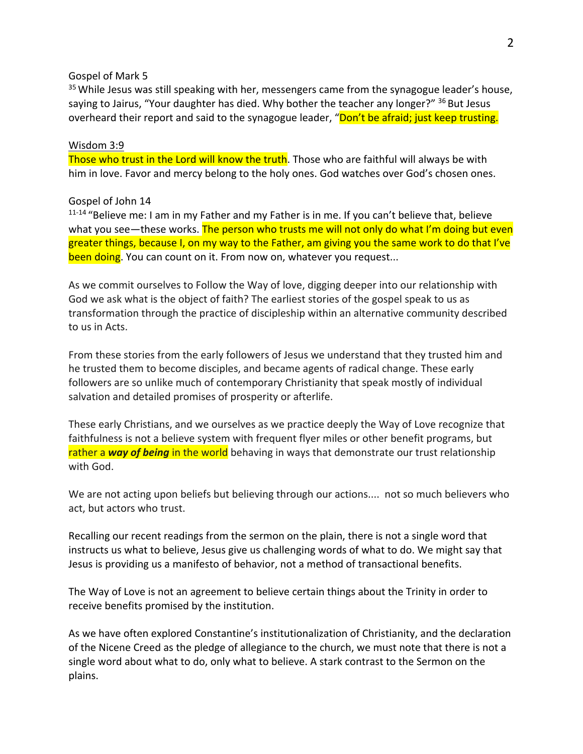Gospel of Mark 5

[35] While Jesus was still speaking with her, messengers came from the synagogue leader's house, saying to Jairus, "Your daughter has died. Why bother the teacher any longer?" [36] But Jesus overheard their report and said to the synagogue leader, "Don't be afraid; just keep trusting.

Wisdom 3:9

Those who trust in the Lord will know the truth. Those who are faithful will always be with him in love. Favor and mercy belong to the holy ones. God watches over God's chosen ones.

Gospel of John 14

[11-14] "Believe me: I am in my Father and my Father is in me. If you can't believe that, believe what you see—these works. The person who trusts me will not only do what I'm doing but even greater things, because I, on my way to the Father, am giving you the same work to do that I've been doing. You can count on it. From now on, whatever you request...

As we commit ourselves to Follow the Way of love, digging deeper into our relationship with God we ask what is the object of faith? The earliest stories of the gospel speak to us as transformation through the practice of discipleship within an alternative community described to us in Acts.

From these stories from the early followers of Jesus we understand that they trusted him and he trusted them to become disciples, and became agents of radical change. These early followers are so unlike much of contemporary Christianity that speak mostly of individual salvation and detailed promises of prosperity or afterlife.

These early Christians, and we ourselves as we practice deeply the Way of Love recognize that faithfulness is not a believe system with frequent flyer miles or other benefit programs, but rather a ***way of being*** in the world behaving in ways that demonstrate our trust relationship with God.

We are not acting upon beliefs but believing through our actions.... not so much believers who act, but actors who trust.

Recalling our recent readings from the sermon on the plain, there is not a single word that instructs us what to believe, Jesus give us challenging words of what to do. We might say that Jesus is providing us a manifesto of behavior, not a method of transactional benefits.

The Way of Love is not an agreement to believe certain things about the Trinity in order to receive benefits promised by the institution.

As we have often explored Constantine's institutionalization of Christianity, and the declaration of the Nicene Creed as the pledge of allegiance to the church, we must note that there is not a single word about what to do, only what to believe. A stark contrast to the Sermon on the plains.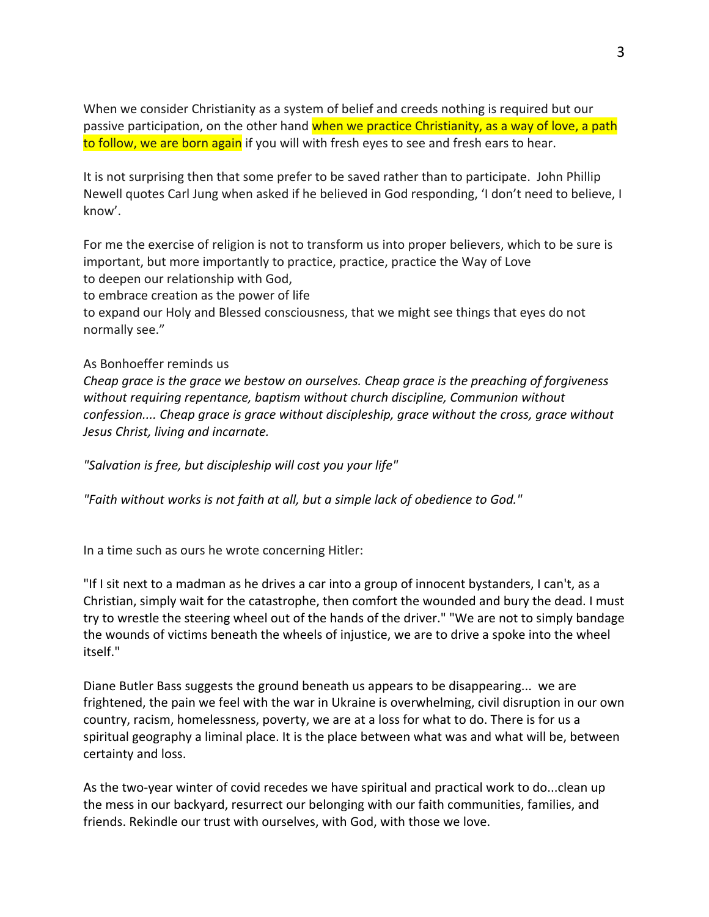When we consider Christianity as a system of belief and creeds nothing is required but our passive participation, on the other hand when we practice Christianity, as a way of love, a path to follow, we are born again if you will with fresh eyes to see and fresh ears to hear.

It is not surprising then that some prefer to be saved rather than to participate. John Phillip Newell quotes Carl Jung when asked if he believed in God responding, 'I don't need to believe, I know'.

For me the exercise of religion is not to transform us into proper believers, which to be sure is important, but more importantly to practice, practice, practice the Way of Love
to deepen our relationship with God,
to embrace creation as the power of life
to expand our Holy and Blessed consciousness, that we might see things that eyes do not normally see."

As Bonhoeffer reminds us
*Cheap grace is the grace we bestow on ourselves. Cheap grace is the preaching of forgiveness without requiring repentance, baptism without church discipline, Communion without confession.... Cheap grace is grace without discipleship, grace without the cross, grace without Jesus Christ, living and incarnate.*

*"Salvation is free, but discipleship will cost you your life"*

*"Faith without works is not faith at all, but a simple lack of obedience to God."*

In a time such as ours he wrote concerning Hitler:

"If I sit next to a madman as he drives a car into a group of innocent bystanders, I can't, as a Christian, simply wait for the catastrophe, then comfort the wounded and bury the dead. I must try to wrestle the steering wheel out of the hands of the driver." "We are not to simply bandage the wounds of victims beneath the wheels of injustice, we are to drive a spoke into the wheel itself."

Diane Butler Bass suggests the ground beneath us appears to be disappearing... we are frightened, the pain we feel with the war in Ukraine is overwhelming, civil disruption in our own country, racism, homelessness, poverty, we are at a loss for what to do. There is for us a spiritual geography a liminal place. It is the place between what was and what will be, between certainty and loss.

As the two-year winter of covid recedes we have spiritual and practical work to do...clean up the mess in our backyard, resurrect our belonging with our faith communities, families, and friends. Rekindle our trust with ourselves, with God, with those we love.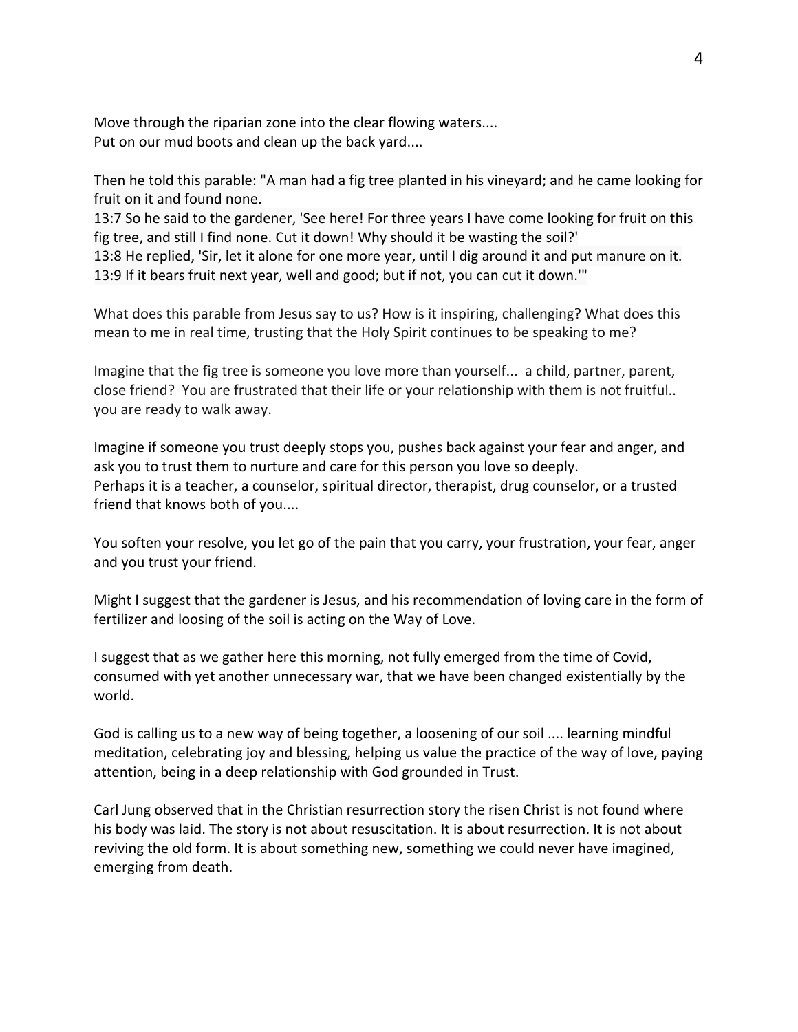Move through the riparian zone into the clear flowing waters....
Put on our mud boots and clean up the back yard....

Then he told this parable: "A man had a fig tree planted in his vineyard; and he came looking for fruit on it and found none.
13:7 So he said to the gardener, 'See here! For three years I have come looking for fruit on this fig tree, and still I find none. Cut it down! Why should it be wasting the soil?'
13:8 He replied, 'Sir, let it alone for one more year, until I dig around it and put manure on it.
13:9 If it bears fruit next year, well and good; but if not, you can cut it down.'"

What does this parable from Jesus say to us? How is it inspiring, challenging? What does this mean to me in real time, trusting that the Holy Spirit continues to be speaking to me?

Imagine that the fig tree is someone you love more than yourself... a child, partner, parent, close friend? You are frustrated that their life or your relationship with them is not fruitful.. you are ready to walk away.

Imagine if someone you trust deeply stops you, pushes back against your fear and anger, and ask you to trust them to nurture and care for this person you love so deeply.
Perhaps it is a teacher, a counselor, spiritual director, therapist, drug counselor, or a trusted friend that knows both of you....

You soften your resolve, you let go of the pain that you carry, your frustration, your fear, anger and you trust your friend.

Might I suggest that the gardener is Jesus, and his recommendation of loving care in the form of fertilizer and loosing of the soil is acting on the Way of Love.

I suggest that as we gather here this morning, not fully emerged from the time of Covid, consumed with yet another unnecessary war, that we have been changed existentially by the world.

God is calling us to a new way of being together, a loosening of our soil .... learning mindful meditation, celebrating joy and blessing, helping us value the practice of the way of love, paying attention, being in a deep relationship with God grounded in Trust.

Carl Jung observed that in the Christian resurrection story the risen Christ is not found where his body was laid. The story is not about resuscitation. It is about resurrection. It is not about reviving the old form. It is about something new, something we could never have imagined, emerging from death.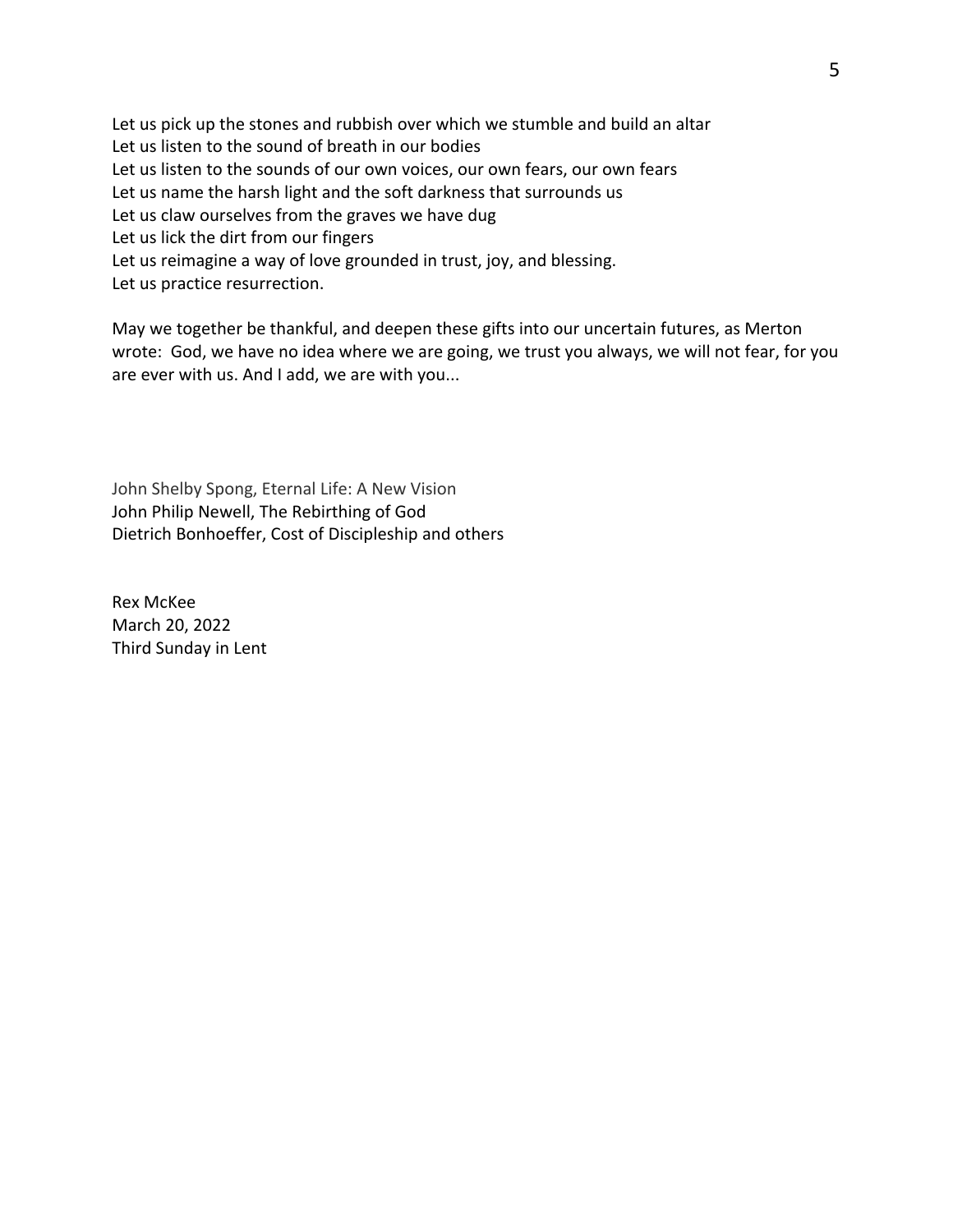Let us pick up the stones and rubbish over which we stumble and build an altar
Let us listen to the sound of breath in our bodies
Let us listen to the sounds of our own voices, our own fears, our own fears
Let us name the harsh light and the soft darkness that surrounds us
Let us claw ourselves from the graves we have dug
Let us lick the dirt from our fingers
Let us reimagine a way of love grounded in trust, joy, and blessing.
Let us practice resurrection.

May we together be thankful, and deepen these gifts into our uncertain futures, as Merton wrote: God, we have no idea where we are going, we trust you always, we will not fear, for you are ever with us. And I add, we are with you...

John Shelby Spong, Eternal Life: A New Vision
John Philip Newell, The Rebirthing of God
Dietrich Bonhoeffer, Cost of Discipleship and others

Rex McKee
March 20, 2022
Third Sunday in Lent